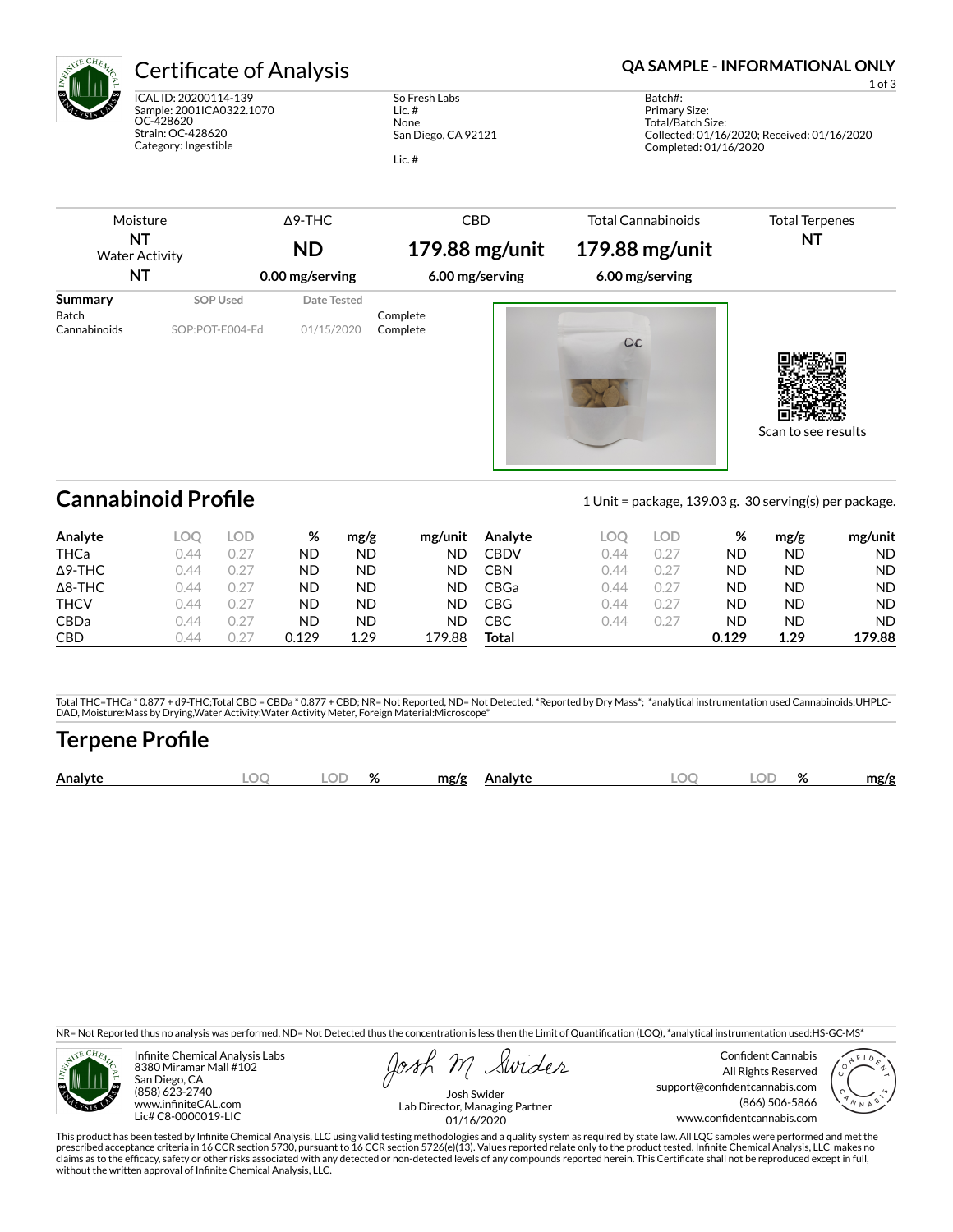# Certificate of Analysis

**QA SAMPLE - INFORMATIONAL ONLY**

ICAL ID: 20200114-139
Sample: 2001ICA0322.1070
OC-428620
Strain: OC-428620
Category: Ingestible

So Fresh Labs
Lic. #
None
San Diego, CA 92121

Lic. #

Batch#:
Primary Size:
Total/Batch Size:
Collected: 01/16/2020; Received: 01/16/2020
Completed: 01/16/2020

| Moisture | Δ9-THC | CBD | Total Cannabinoids | Total Terpenes |
|---|---|---|---|---|
| **NT** | **ND** | **179.88 mg/unit** | **179.88 mg/unit** | **NT** |
| Water Activity **NT** | **0.00 mg/serving** | **6.00 mg/serving** | **6.00 mg/serving** | |

| Summary | SOP Used | Date Tested | |
|---|---|---|---|
| Batch | | | Complete |
| Cannabinoids | SOP:POT-E004-Ed | 01/15/2020 | Complete |

Scan to see results

## Cannabinoid Profile

1 Unit = package, 139.03 g. 30 serving(s) per package.

| Analyte | LOQ | LOD | % | mg/g | mg/unit | Analyte | LOQ | LOD | % | mg/g | mg/unit |
|---|---|---|---|---|---|---|---|---|---|---|---|
| THCa | 0.44 | 0.27 | ND | ND | ND | CBDV | 0.44 | 0.27 | ND | ND | ND |
| Δ9-THC | 0.44 | 0.27 | ND | ND | ND | CBN | 0.44 | 0.27 | ND | ND | ND |
| Δ8-THC | 0.44 | 0.27 | ND | ND | ND | CBGa | 0.44 | 0.27 | ND | ND | ND |
| THCV | 0.44 | 0.27 | ND | ND | ND | CBG | 0.44 | 0.27 | ND | ND | ND |
| CBDa | 0.44 | 0.27 | ND | ND | ND | CBC | 0.44 | 0.27 | ND | ND | ND |
| CBD | 0.44 | 0.27 | 0.129 | 1.29 | 179.88 | **Total** | | | **0.129** | **1.29** | **179.88** |

Total THC=THCa * 0.877 + d9-THC;Total CBD = CBDa * 0.877 + CBD; NR= Not Reported, ND= Not Detected, *Reported by Dry Mass*; *analytical instrumentation used Cannabinoids:UHPLC-DAD, Moisture:Mass by Drying,Water Activity:Water Activity Meter, Foreign Material:Microscope*

## Terpene Profile

| Analyte | LOQ | LOD | % | mg/g | Analyte | LOQ | LOD | % | mg/g |
|---|---|---|---|---|---|---|---|---|---|

NR= Not Reported thus no analysis was performed, ND= Not Detected thus the concentration is less then the Limit of Quantification (LOQ), *analytical instrumentation used:HS-GC-MS*

Infinite Chemical Analysis Labs
8380 Miramar Mall #102
San Diego, CA
(858) 623-2740
www.infiniteCAL.com
Lic# C8-0000019-LIC

Josh Swider
Lab Director, Managing Partner
01/16/2020

Confident Cannabis
All Rights Reserved
support@confidentcannabis.com
(866) 506-5866
www.confidentcannabis.com

This product has been tested by Infinite Chemical Analysis, LLC using valid testing methodologies and a quality system as required by state law. All LQC samples were performed and met the prescribed acceptance criteria in 16 CCR section 5730, pursuant to 16 CCR section 5726(e)(13). Values reported relate only to the product tested. Infinite Chemical Analysis, LLC makes no claims as to the efficacy, safety or other risks associated with any detected or non-detected levels of any compounds reported herein. This Certificate shall not be reproduced except in full, without the written approval of Infinite Chemical Analysis, LLC.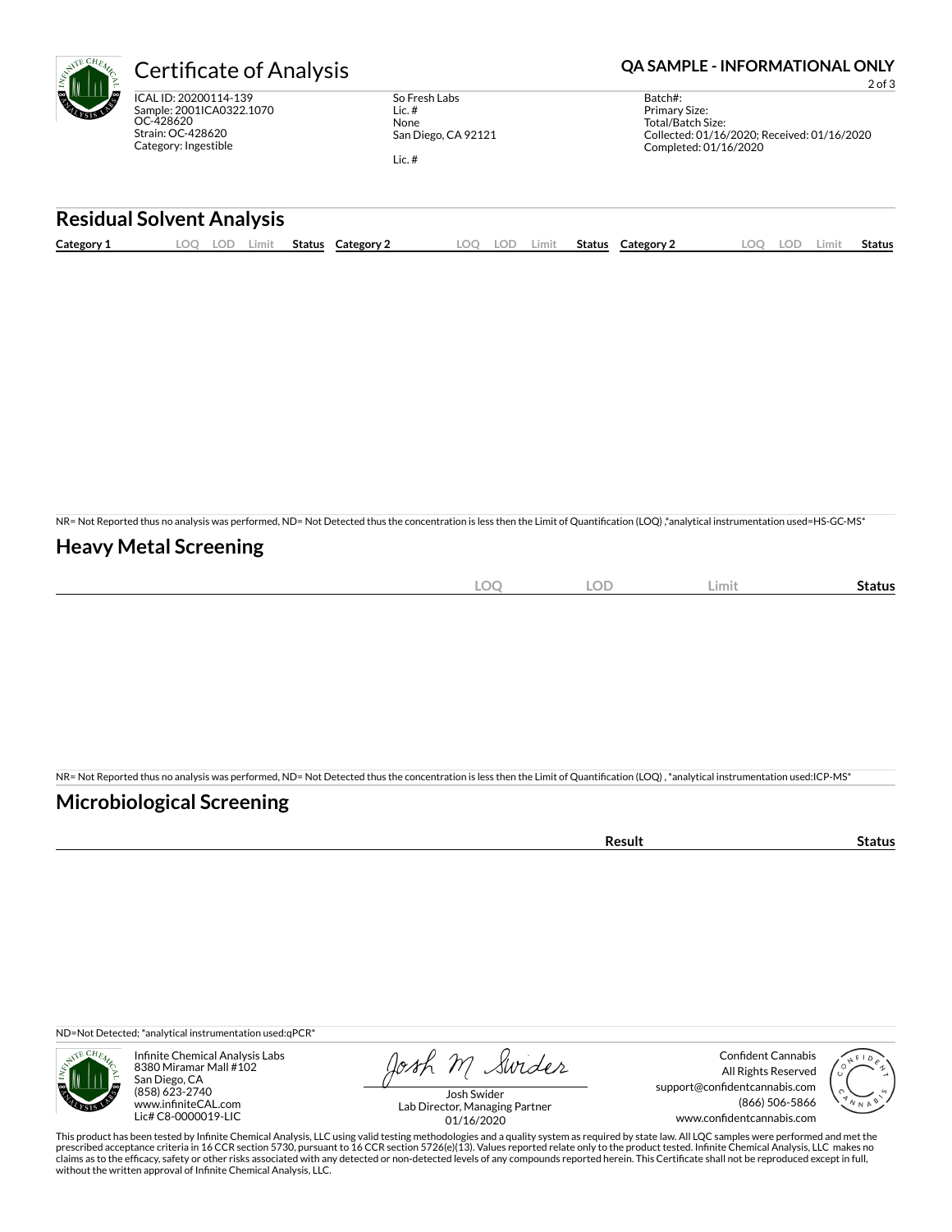# Certificate of Analysis

**QA SAMPLE - INFORMATIONAL ONLY**

ICAL ID: 20200114-139
Sample: 2001ICA0322.1070
OC-428620
Strain: OC-428620
Category: Ingestible

So Fresh Labs
Lic. #
None
San Diego, CA 92121

Lic. #

Batch#:
Primary Size:
Total/Batch Size:
Collected: 01/16/2020; Received: 01/16/2020
Completed: 01/16/2020

## Residual Solvent Analysis

| Category 1 | LOQ | LOD | Limit | Status | Category 2 | LOQ | LOD | Limit | Status | Category 2 | LOQ | LOD | Limit | Status |
|---|---|---|---|---|---|---|---|---|---|---|---|---|---|---|

NR= Not Reported thus no analysis was performed, ND= Not Detected thus the concentration is less then the Limit of Quantification (LOQ) ,*analytical instrumentation used=HS-GC-MS*

## Heavy Metal Screening

| | LOQ | LOD | Limit | Status |
|---|---|---|---|---|

NR= Not Reported thus no analysis was performed, ND= Not Detected thus the concentration is less then the Limit of Quantification (LOQ) , *analytical instrumentation used:ICP-MS*

## Microbiological Screening

| | Result | Status |
|---|---|---|

ND=Not Detected; *analytical instrumentation used:qPCR*

Infinite Chemical Analysis Labs
8380 Miramar Mall #102
San Diego, CA
(858) 623-2740
www.infiniteCAL.com
Lic# C8-0000019-LIC

Josh M Swider
Josh Swider
Lab Director, Managing Partner
01/16/2020

Confident Cannabis
All Rights Reserved
support@confidentcannabis.com
(866) 506-5866
www.confidentcannabis.com

This product has been tested by Infinite Chemical Analysis, LLC using valid testing methodologies and a quality system as required by state law. All LQC samples were performed and met the prescribed acceptance criteria in 16 CCR section 5730, pursuant to 16 CCR section 5726(e)(13). Values reported relate only to the product tested. Infinite Chemical Analysis, LLC makes no claims as to the efficacy, safety or other risks associated with any detected or non-detected levels of any compounds reported herein. This Certificate shall not be reproduced except in full, without the written approval of Infinite Chemical Analysis, LLC.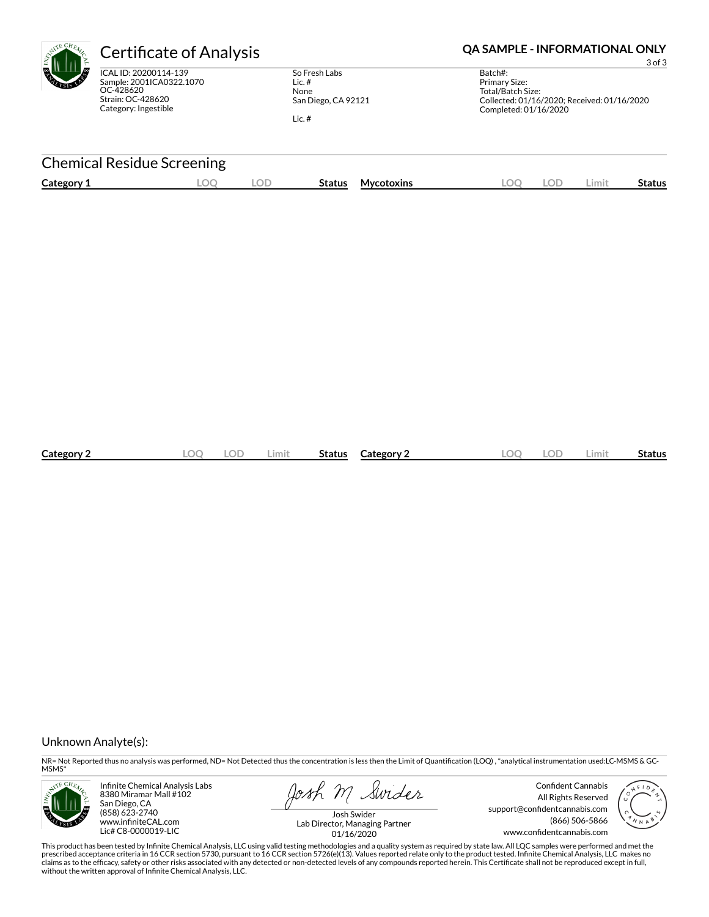# Certificate of Analysis

**QA SAMPLE - INFORMATIONAL ONLY**

ICAL ID: 20200114-139
Sample: 2001ICA0322.1070
OC-428620
Strain: OC-428620
Category: Ingestible

So Fresh Labs
Lic. #
None
San Diego, CA 92121

Lic. #

Batch#:
Primary Size:
Total/Batch Size:
Collected: 01/16/2020; Received: 01/16/2020
Completed: 01/16/2020

## Chemical Residue Screening

| Category 1 | LOQ | LOD | Status |
|---|---|---|---|

| Mycotoxins | LOQ | LOD | Limit | Status |
|---|---|---|---|---|

| Category 2 | LOQ | LOD | Limit | Status |
|---|---|---|---|---|

| Category 2 | LOQ | LOD | Limit | Status |
|---|---|---|---|---|

Unknown Analyte(s):

NR= Not Reported thus no analysis was performed, ND= Not Detected thus the concentration is less then the Limit of Quantification (LOQ) , *analytical instrumentation used:LC-MSMS & GC-MSMS*

Infinite Chemical Analysis Labs
8380 Miramar Mall #102
San Diego, CA
(858) 623-2740
www.infiniteCAL.com
Lic# C8-0000019-LIC

Josh Swider
Lab Director, Managing Partner
01/16/2020

Confident Cannabis
All Rights Reserved
support@confidentcannabis.com
(866) 506-5866
www.confidentcannabis.com

This product has been tested by Infinite Chemical Analysis, LLC using valid testing methodologies and a quality system as required by state law. All LQC samples were performed and met the prescribed acceptance criteria in 16 CCR section 5730, pursuant to 16 CCR section 5726(e)(13). Values reported relate only to the product tested. Infinite Chemical Analysis, LLC makes no claims as to the efficacy, safety or other risks associated with any detected or non-detected levels of any compounds reported herein. This Certificate shall not be reproduced except in full, without the written approval of Infinite Chemical Analysis, LLC.